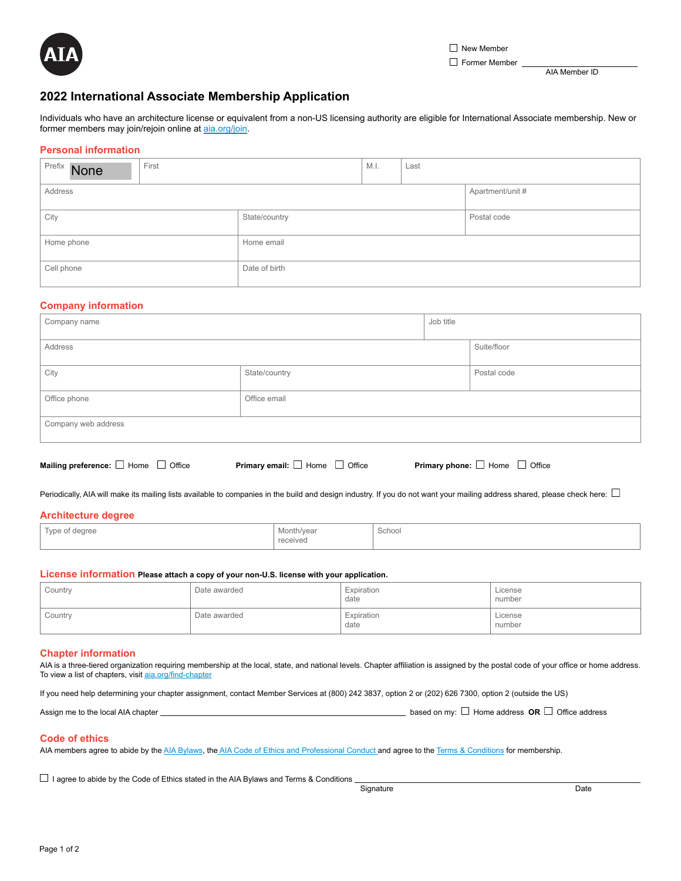AIA

☐ New Member

☐ Former Member ______________________

AIA Member ID

# 2022 International Associate Membership Application

Individuals who have an architecture license or equivalent from a non-US licensing authority are eligible for International Associate membership. New or former members may join/rejoin online at aia.org/join.

## Personal information

| Prefix None | First | M.I. | Last |
|---|---|---|---|
| Address | | | Apartment/unit # |
| City | State/country | | Postal code |
| Home phone | Home email | | |
| Cell phone | Date of birth | | |

## Company information

| Company name | | Job title |
|---|---|---|
| Address | | Suite/floor |
| City | State/country | Postal code |
| Office phone | Office email | |
| Company web address | | |

**Mailing preference:** ☐ Home ☐ Office **Primary email:** ☐ Home ☐ Office **Primary phone:** ☐ Home ☐ Office

Periodically, AIA will make its mailing lists available to companies in the build and design industry. If you do not want your mailing address shared, please check here: ☐

## Architecture degree

| Type of degree | Month/year received | School |
|---|---|---|
| | | |

## License information **Please attach a copy of your non-U.S. license with your application.**

| Country | Date awarded | Expiration date | License number |
|---|---|---|---|
| Country | Date awarded | Expiration date | License number |

## Chapter information

AIA is a three-tiered organization requiring membership at the local, state, and national levels. Chapter affiliation is assigned by the postal code of your office or home address. To view a list of chapters, visit aia.org/find-chapter

If you need help determining your chapter assignment, contact Member Services at (800) 242 3837, option 2 or (202) 626 7300, option 2 (outside the US)

Assign me to the local AIA chapter ______________________ based on my: ☐ Home address **OR** ☐ Office address

## Code of ethics

AIA members agree to abide by the AIA Bylaws, the AIA Code of Ethics and Professional Conduct and agree to the Terms & Conditions for membership.

☐ I agree to abide by the Code of Ethics stated in the AIA Bylaws and Terms & Conditions ______________________

Signature Date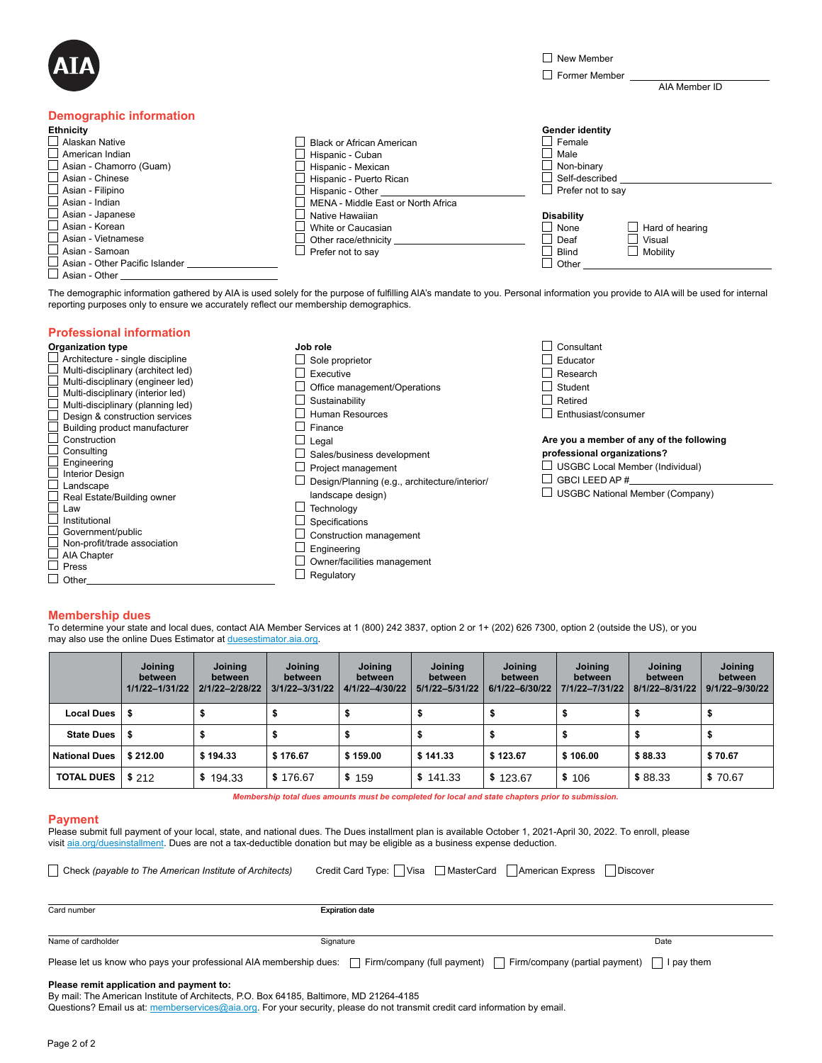AIA

- ☐ New Member
- ☐ Former Member ______________________ AIA Member ID

## Demographic information

**Ethnicity**

- ☐ Alaskan Native
- ☐ American Indian
- ☐ Asian - Chamorro (Guam)
- ☐ Asian - Chinese
- ☐ Asian - Filipino
- ☐ Asian - Indian
- ☐ Asian - Japanese
- ☐ Asian - Korean
- ☐ Asian - Vietnamese
- ☐ Asian - Samoan
- ☐ Asian - Other Pacific Islander ______________
- ☐ Asian - Other ______________
- ☐ Black or African American
- ☐ Hispanic - Cuban
- ☐ Hispanic - Mexican
- ☐ Hispanic - Puerto Rican
- ☐ Hispanic - Other ______________
- ☐ MENA - Middle East or North Africa
- ☐ Native Hawaiian
- ☐ White or Caucasian
- ☐ Other race/ethnicity ______________
- ☐ Prefer not to say

**Gender identity**

- ☐ Female
- ☐ Male
- ☐ Non-binary
- ☐ Self-described ______________
- ☐ Prefer not to say

**Disability**

- ☐ None
- ☐ Deaf
- ☐ Blind
- ☐ Other ______________
- ☐ Hard of hearing
- ☐ Visual
- ☐ Mobility

The demographic information gathered by AIA is used solely for the purpose of fulfilling AIA's mandate to you. Personal information you provide to AIA will be used for internal reporting purposes only to ensure we accurately reflect our membership demographics.

## Professional information

**Organization type**

- ☐ Architecture - single discipline
- ☐ Multi-disciplinary (architect led)
- ☐ Multi-disciplinary (engineer led)
- ☐ Multi-disciplinary (interior led)
- ☐ Multi-disciplinary (planning led)
- ☐ Design & construction services
- ☐ Building product manufacturer
- ☐ Construction
- ☐ Consulting
- ☐ Engineering
- ☐ Interior Design
- ☐ Landscape
- ☐ Real Estate/Building owner
- ☐ Law
- ☐ Institutional
- ☐ Government/public
- ☐ Non-profit/trade association
- ☐ AIA Chapter
- ☐ Press
- ☐ Other ______________

**Job role**

- ☐ Sole proprietor
- ☐ Executive
- ☐ Office management/Operations
- ☐ Sustainability
- ☐ Human Resources
- ☐ Finance
- ☐ Legal
- ☐ Sales/business development
- ☐ Project management
- ☐ Design/Planning (e.g., architecture/interior/landscape design)
- ☐ Technology
- ☐ Specifications
- ☐ Construction management
- ☐ Engineering
- ☐ Owner/facilities management
- ☐ Regulatory
- ☐ Consultant
- ☐ Educator
- ☐ Research
- ☐ Student
- ☐ Retired
- ☐ Enthusiast/consumer

**Are you a member of any of the following professional organizations?**

- ☐ USGBC Local Member (Individual)
- ☐ GBCI LEED AP # ______________
- ☐ USGBC National Member (Company)

## Membership dues

To determine your state and local dues, contact AIA Member Services at 1 (800) 242 3837, option 2 or 1+ (202) 626 7300, option 2 (outside the US), or you may also use the online Dues Estimator at duesestimator.aia.org.

| | Joining between 1/1/22–1/31/22 | Joining between 2/1/22–2/28/22 | Joining between 3/1/22–3/31/22 | Joining between 4/1/22–4/30/22 | Joining between 5/1/22–5/31/22 | Joining between 6/1/22–6/30/22 | Joining between 7/1/22–7/31/22 | Joining between 8/1/22–8/31/22 | Joining between 9/1/22–9/30/22 |
|---|---|---|---|---|---|---|---|---|---|
| **Local Dues** | $ | $ | $ | $ | $ | $ | $ | $ | $ |
| **State Dues** | $ | $ | $ | $ | $ | $ | $ | $ | $ |
| **National Dues** | $ 212.00 | $ 194.33 | $ 176.67 | $ 159.00 | $ 141.33 | $ 123.67 | $ 106.00 | $ 88.33 | $ 70.67 |
| **TOTAL DUES** | $ 212 | $ 194.33 | $ 176.67 | $ 159 | $ 141.33 | $ 123.67 | $ 106 | $ 88.33 | $ 70.67 |

*Membership total dues amounts must be completed for local and state chapters prior to submission.*

## Payment

Please submit full payment of your local, state, and national dues. The Dues installment plan is available October 1, 2021-April 30, 2022. To enroll, please visit aia.org/duesinstallment. Dues are not a tax-deductible donation but may be eligible as a business expense deduction.

☐ Check *(payable to The American Institute of Architects)* Credit Card Type: ☐ Visa ☐ MasterCard ☐ American Express ☐ Discover

Card number ______________ **Expiration date** ______________

Name of cardholder ______________ Signature ______________ Date ______________

Please let us know who pays your professional AIA membership dues: ☐ Firm/company (full payment) ☐ Firm/company (partial payment) ☐ I pay them

**Please remit application and payment to:**
By mail: The American Institute of Architects, P.O. Box 64185, Baltimore, MD 21264-4185
Questions? Email us at: memberservices@aia.org. For your security, please do not transmit credit card information by email.